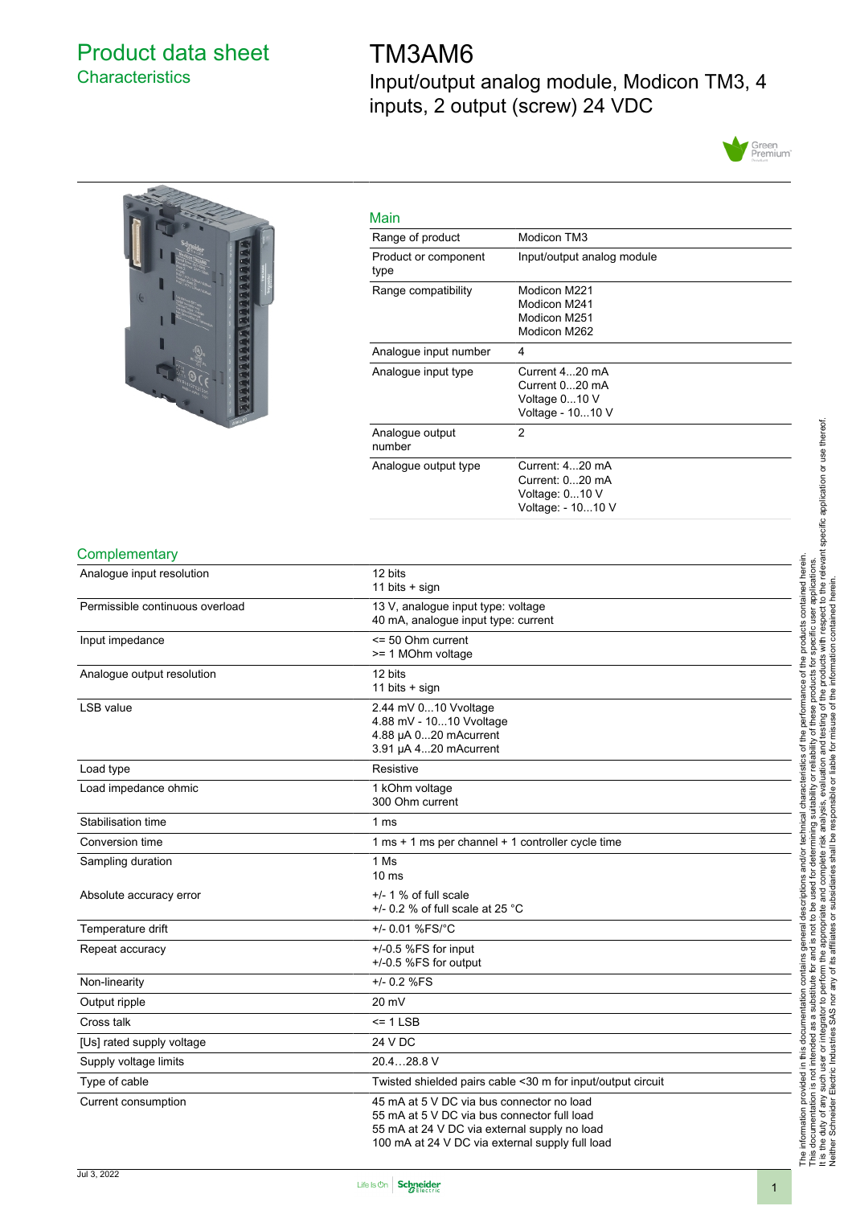# Product data sheet

## Characteristics

# TM3AM6

Input/output analog module, Modicon TM3, 4 inputs, 2 output (screw) 24 VDC

### Main

| | |
|---|---|
| Range of product | Modicon TM3 |
| Product or component type | Input/output analog module |
| Range compatibility | Modicon M221<br>Modicon M241<br>Modicon M251<br>Modicon M262 |
| Analogue input number | 4 |
| Analogue input type | Current 4...20 mA<br>Current 0...20 mA<br>Voltage 0...10 V<br>Voltage - 10...10 V |
| Analogue output number | 2 |
| Analogue output type | Current: 4...20 mA<br>Current: 0...20 mA<br>Voltage: 0...10 V<br>Voltage: - 10...10 V |

### Complementary

| | |
|---|---|
| Analogue input resolution | 12 bits<br>11 bits + sign |
| Permissible continuous overload | 13 V, analogue input type: voltage<br>40 mA, analogue input type: current |
| Input impedance | <= 50 Ohm current<br>>= 1 MOhm voltage |
| Analogue output resolution | 12 bits<br>11 bits + sign |
| LSB value | 2.44 mV 0...10 Vvoltage<br>4.88 mV - 10...10 Vvoltage<br>4.88 µA 0...20 mAcurrent<br>3.91 µA 4...20 mAcurrent |
| Load type | Resistive |
| Load impedance ohmic | 1 kOhm voltage<br>300 Ohm current |
| Stabilisation time | 1 ms |
| Conversion time | 1 ms + 1 ms per channel + 1 controller cycle time |
| Sampling duration | 1 Ms<br>10 ms |
| Absolute accuracy error | +/- 1 % of full scale<br>+/- 0.2 % of full scale at 25 °C |
| Temperature drift | +/- 0.01 %FS/°C |
| Repeat accuracy | +/-0.5 %FS for input<br>+/-0.5 %FS for output |
| Non-linearity | +/- 0.2 %FS |
| Output ripple | 20 mV |
| Cross talk | <= 1 LSB |
| [Us] rated supply voltage | 24 V DC |
| Supply voltage limits | 20.4…28.8 V |
| Type of cable | Twisted shielded pairs cable <30 m for input/output circuit |
| Current consumption | 45 mA at 5 V DC via bus connector no load<br>55 mA at 5 V DC via bus connector full load<br>55 mA at 24 V DC via external supply no load<br>100 mA at 24 V DC via external supply full load |

The information provided in this documentation contains general descriptions and/or technical characteristics of the performance of the products contained herein. This documentation is not intended as a substitute for and is not to be used for determining suitability or reliability of these products for specific user applications. It is the duty of any such user or integrator to perform the appropriate and complete risk analysis, evaluation and testing of the products with respect to the relevant specific application or use thereof. Neither Schneider Electric Industries SAS nor any of its affiliates or subsidiaries shall be responsible or liable for misuse of the information contained herein.

Jul 3, 2022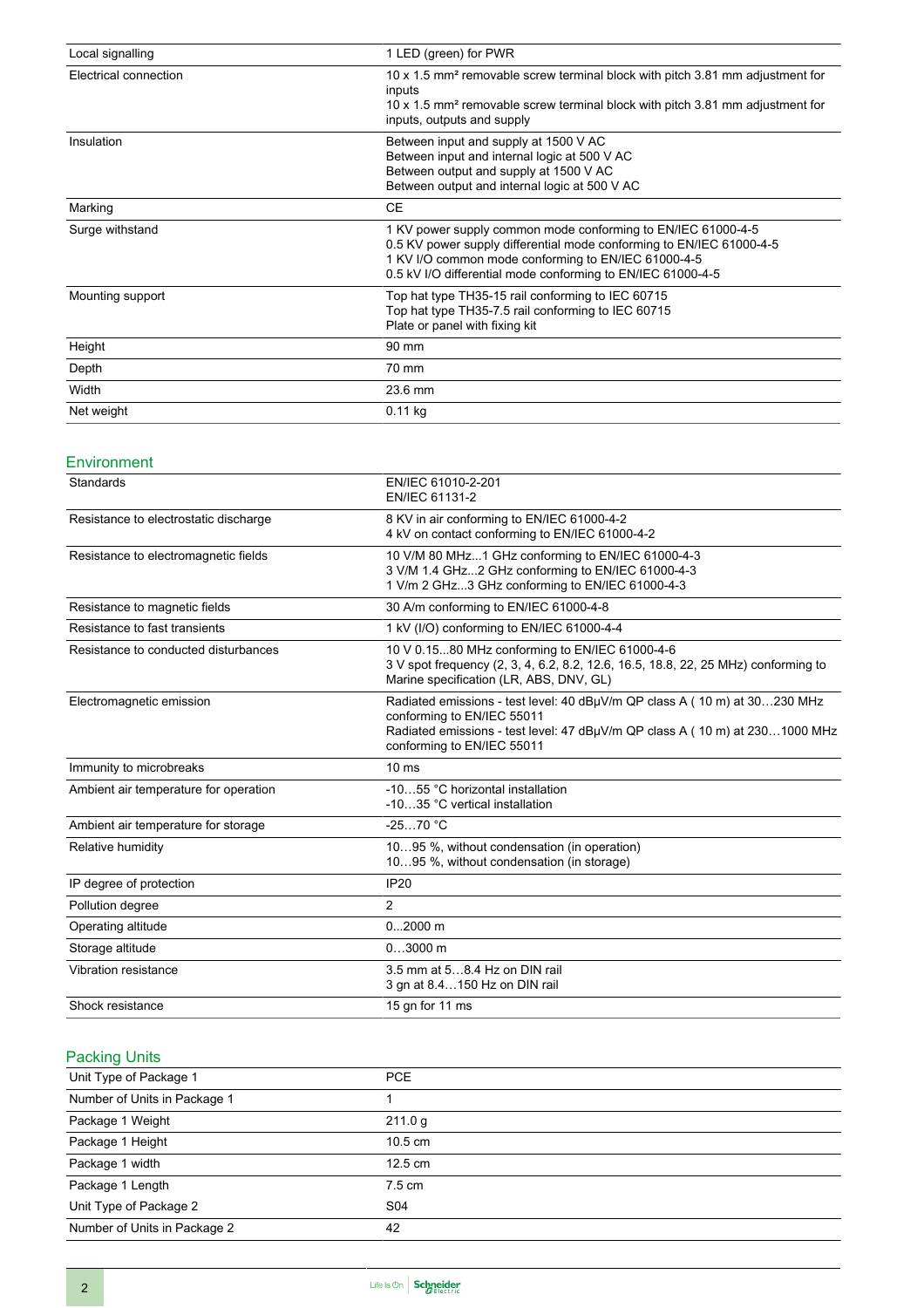| | |
|---|---|
| Local signalling | 1 LED (green) for PWR |
| Electrical connection | 10 x 1.5 mm² removable screw terminal block with pitch 3.81 mm adjustment for inputs<br>10 x 1.5 mm² removable screw terminal block with pitch 3.81 mm adjustment for inputs, outputs and supply |
| Insulation | Between input and supply at 1500 V AC<br>Between input and internal logic at 500 V AC<br>Between output and supply at 1500 V AC<br>Between output and internal logic at 500 V AC |
| Marking | CE |
| Surge withstand | 1 KV power supply common mode conforming to EN/IEC 61000-4-5<br>0.5 KV power supply differential mode conforming to EN/IEC 61000-4-5<br>1 KV I/O common mode conforming to EN/IEC 61000-4-5<br>0.5 kV I/O differential mode conforming to EN/IEC 61000-4-5 |
| Mounting support | Top hat type TH35-15 rail conforming to IEC 60715<br>Top hat type TH35-7.5 rail conforming to IEC 60715<br>Plate or panel with fixing kit |
| Height | 90 mm |
| Depth | 70 mm |
| Width | 23.6 mm |
| Net weight | 0.11 kg |

## Environment

| | |
|---|---|
| Standards | EN/IEC 61010-2-201<br>EN/IEC 61131-2 |
| Resistance to electrostatic discharge | 8 KV in air conforming to EN/IEC 61000-4-2<br>4 kV on contact conforming to EN/IEC 61000-4-2 |
| Resistance to electromagnetic fields | 10 V/M 80 MHz...1 GHz conforming to EN/IEC 61000-4-3<br>3 V/M 1.4 GHz...2 GHz conforming to EN/IEC 61000-4-3<br>1 V/m 2 GHz...3 GHz conforming to EN/IEC 61000-4-3 |
| Resistance to magnetic fields | 30 A/m conforming to EN/IEC 61000-4-8 |
| Resistance to fast transients | 1 kV (I/O) conforming to EN/IEC 61000-4-4 |
| Resistance to conducted disturbances | 10 V 0.15...80 MHz conforming to EN/IEC 61000-4-6<br>3 V spot frequency (2, 3, 4, 6.2, 8.2, 12.6, 16.5, 18.8, 22, 25 MHz) conforming to Marine specification (LR, ABS, DNV, GL) |
| Electromagnetic emission | Radiated emissions - test level: 40 dBµV/m QP class A ( 10 m) at 30…230 MHz conforming to EN/IEC 55011<br>Radiated emissions - test level: 47 dBµV/m QP class A ( 10 m) at 230…1000 MHz conforming to EN/IEC 55011 |
| Immunity to microbreaks | 10 ms |
| Ambient air temperature for operation | -10…55 °C horizontal installation<br>-10…35 °C vertical installation |
| Ambient air temperature for storage | -25…70 °C |
| Relative humidity | 10…95 %, without condensation (in operation)<br>10…95 %, without condensation (in storage) |
| IP degree of protection | IP20 |
| Pollution degree | 2 |
| Operating altitude | 0...2000 m |
| Storage altitude | 0…3000 m |
| Vibration resistance | 3.5 mm at 5…8.4 Hz on DIN rail<br>3 gn at 8.4…150 Hz on DIN rail |
| Shock resistance | 15 gn for 11 ms |

## Packing Units

| | |
|---|---|
| Unit Type of Package 1 | PCE |
| Number of Units in Package 1 | 1 |
| Package 1 Weight | 211.0 g |
| Package 1 Height | 10.5 cm |
| Package 1 width | 12.5 cm |
| Package 1 Length | 7.5 cm |
| Unit Type of Package 2 | S04 |
| Number of Units in Package 2 | 42 |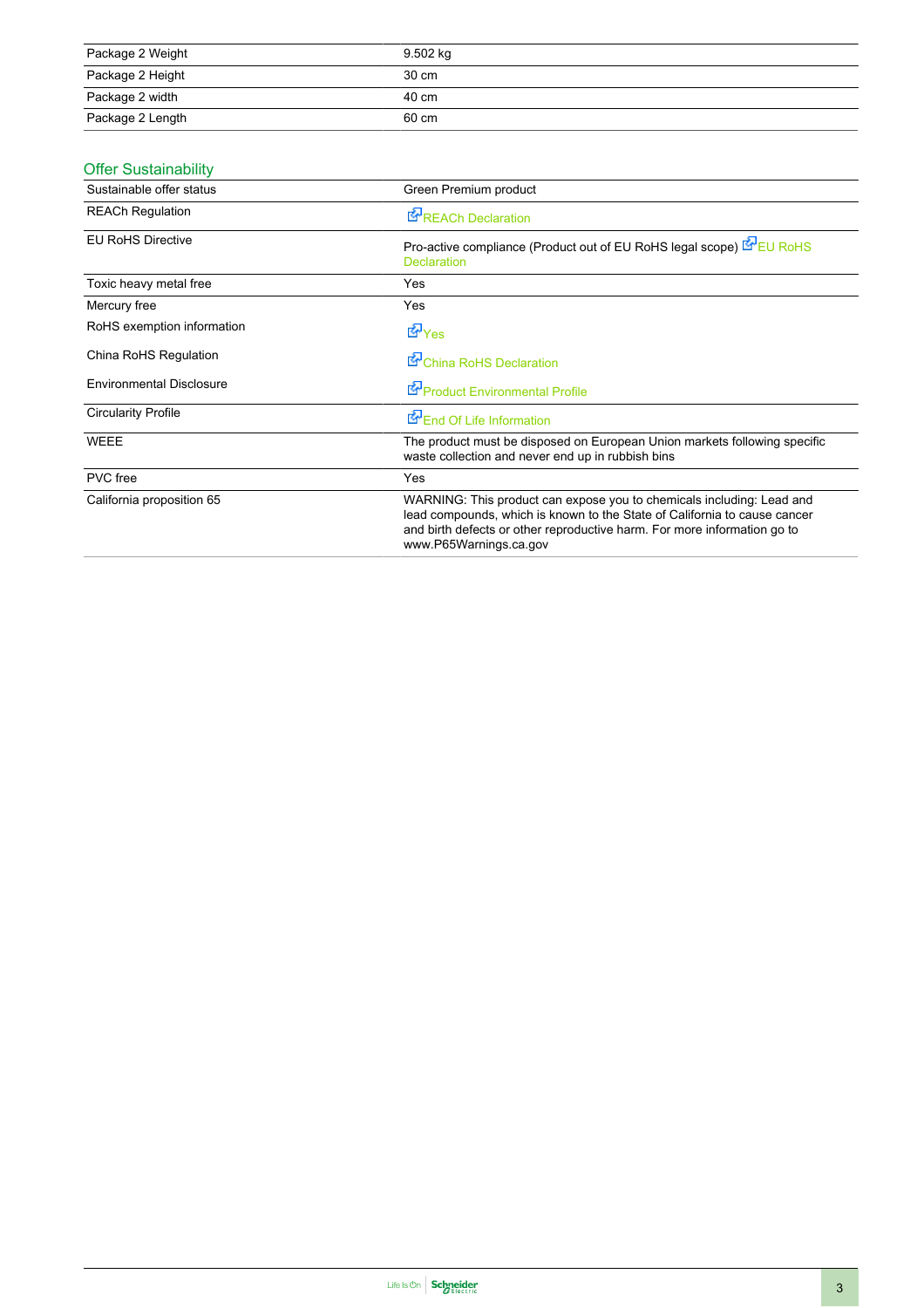| | |
|---|---|
| Package 2 Weight | 9.502 kg |
| Package 2 Height | 30 cm |
| Package 2 width | 40 cm |
| Package 2 Length | 60 cm |

## Offer Sustainability

| | |
|---|---|
| Sustainable offer status | Green Premium product |
| REACh Regulation | REACh Declaration |
| EU RoHS Directive | Pro-active compliance (Product out of EU RoHS legal scope) EU RoHS Declaration |
| Toxic heavy metal free | Yes |
| Mercury free | Yes |
| RoHS exemption information | Yes |
| China RoHS Regulation | China RoHS Declaration |
| Environmental Disclosure | Product Environmental Profile |
| Circularity Profile | End Of Life Information |
| WEEE | The product must be disposed on European Union markets following specific waste collection and never end up in rubbish bins |
| PVC free | Yes |
| California proposition 65 | WARNING: This product can expose you to chemicals including: Lead and lead compounds, which is known to the State of California to cause cancer and birth defects or other reproductive harm. For more information go to www.P65Warnings.ca.gov |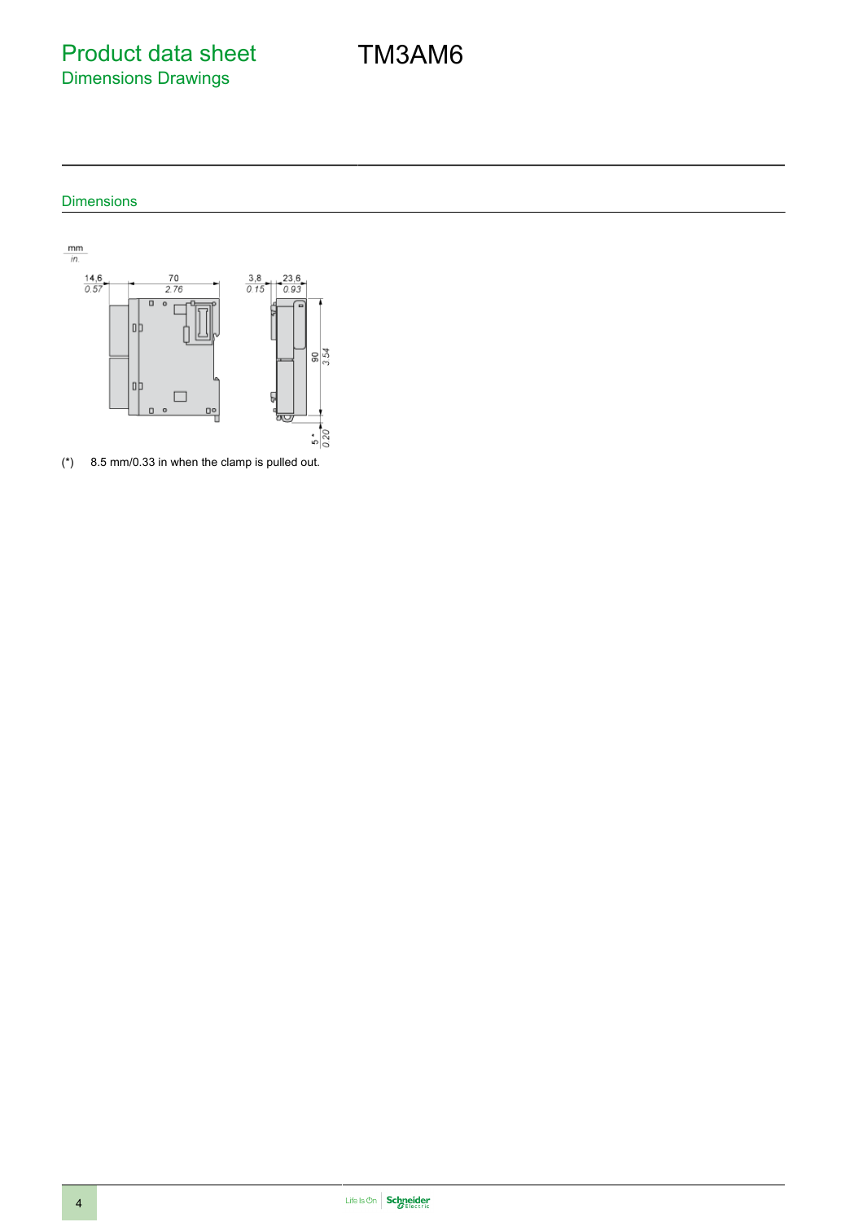# Product data sheet
## Dimensions Drawings

# TM3AM6

### Dimensions

(*) 8.5 mm/0.33 in when the clamp is pulled out.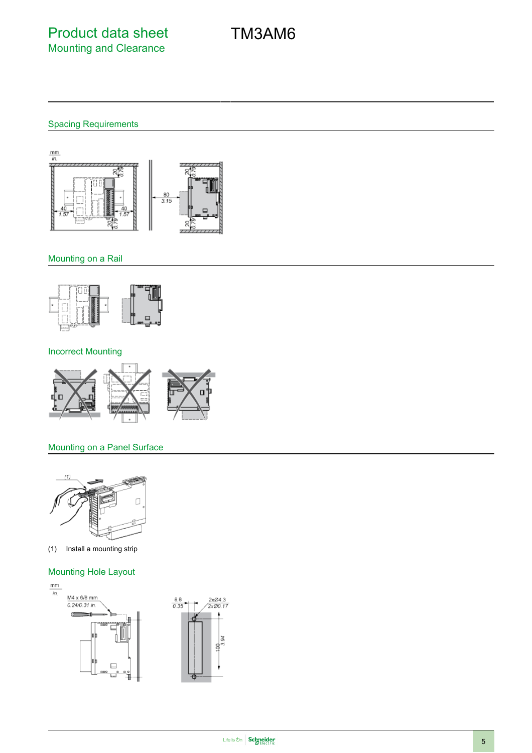# Product data sheet
## Mounting and Clearance

# TM3AM6

### Spacing Requirements

### Mounting on a Rail

### Incorrect Mounting

### Mounting on a Panel Surface

(1) Install a mounting strip

### Mounting Hole Layout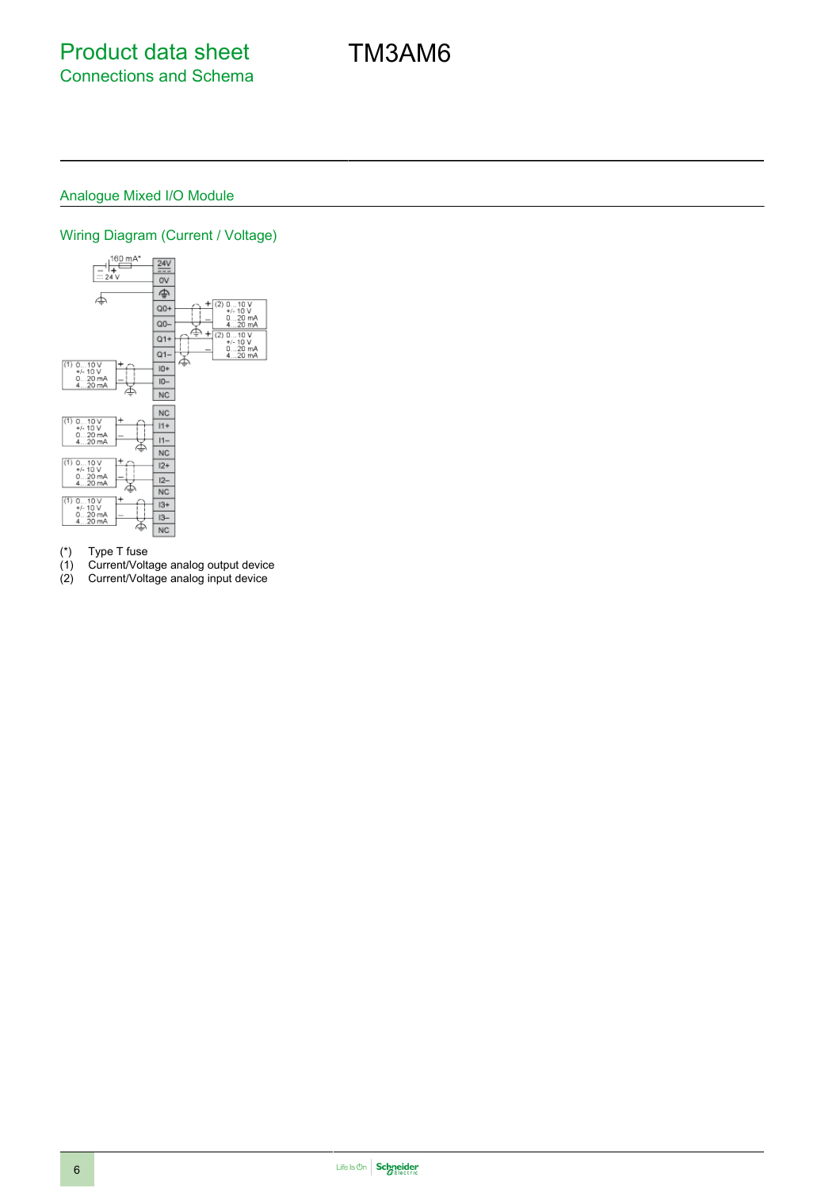# Product data sheet
Connections and Schema

TM3AM6

## Analogue Mixed I/O Module

### Wiring Diagram (Current / Voltage)

160 mA*
24 V
24V
0V
Q0+
Q0–
Q1+
Q1–
I0+
I0–
NC
NC
I1+
I1–
NC
I2+
I2–
NC
I3+
I3–
NC
(2) 0...10 V +/- 10 V 0...20 mA 4...20 mA
(2) 0...10 V +/- 10 V 0...20 mA 4...20 mA
(1) 0...10 V +/- 10 V 0...20 mA 4...20 mA
(1) 0...10 V +/- 10 V 0...20 mA 4...20 mA
(1) 0...10 V +/- 10 V 0...20 mA 4...20 mA
(1) 0...10 V +/- 10 V 0...20 mA 4...20 mA

(*) Type T fuse
(1) Current/Voltage analog output device
(2) Current/Voltage analog input device